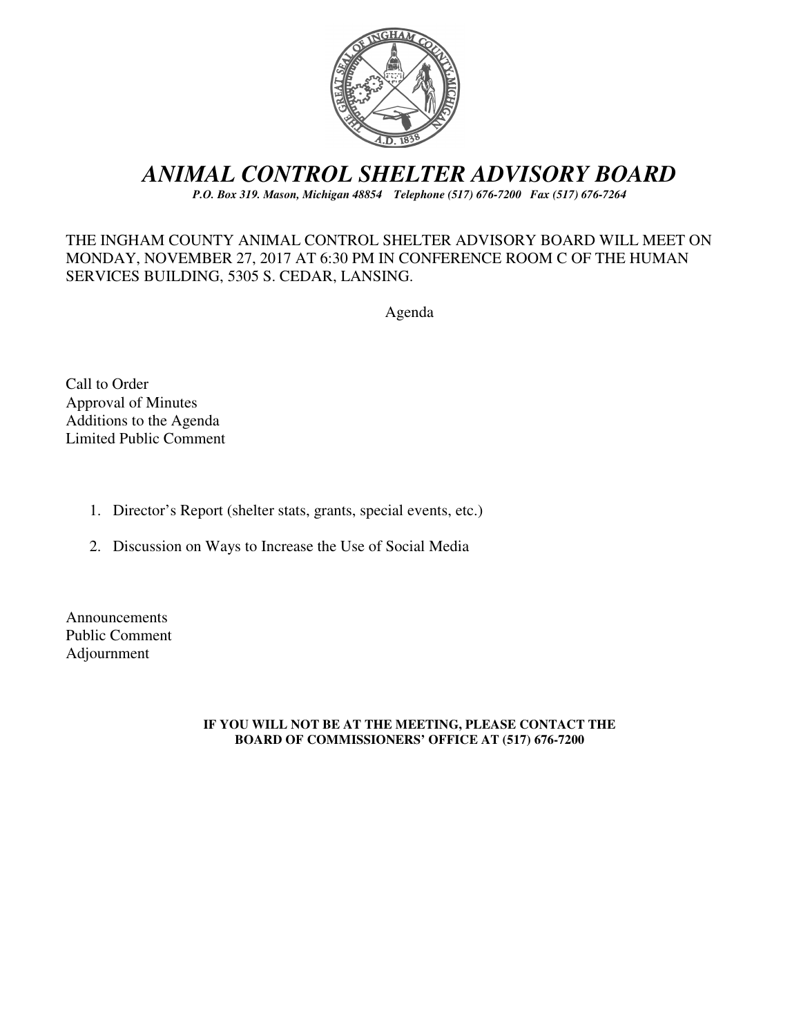# *ANIMAL CONTROL SHELTER ADVISORY BOARD*

***P.O. Box 319. Mason, Michigan 48854 Telephone (517) 676-7200 Fax (517) 676-7264***

THE INGHAM COUNTY ANIMAL CONTROL SHELTER ADVISORY BOARD WILL MEET ON MONDAY, NOVEMBER 27, 2017 AT 6:30 PM IN CONFERENCE ROOM C OF THE HUMAN SERVICES BUILDING, 5305 S. CEDAR, LANSING.

Agenda

Call to Order
Approval of Minutes
Additions to the Agenda
Limited Public Comment

1. Director's Report (shelter stats, grants, special events, etc.)
2. Discussion on Ways to Increase the Use of Social Media

Announcements
Public Comment
Adjournment

**IF YOU WILL NOT BE AT THE MEETING, PLEASE CONTACT THE BOARD OF COMMISSIONERS' OFFICE AT (517) 676-7200**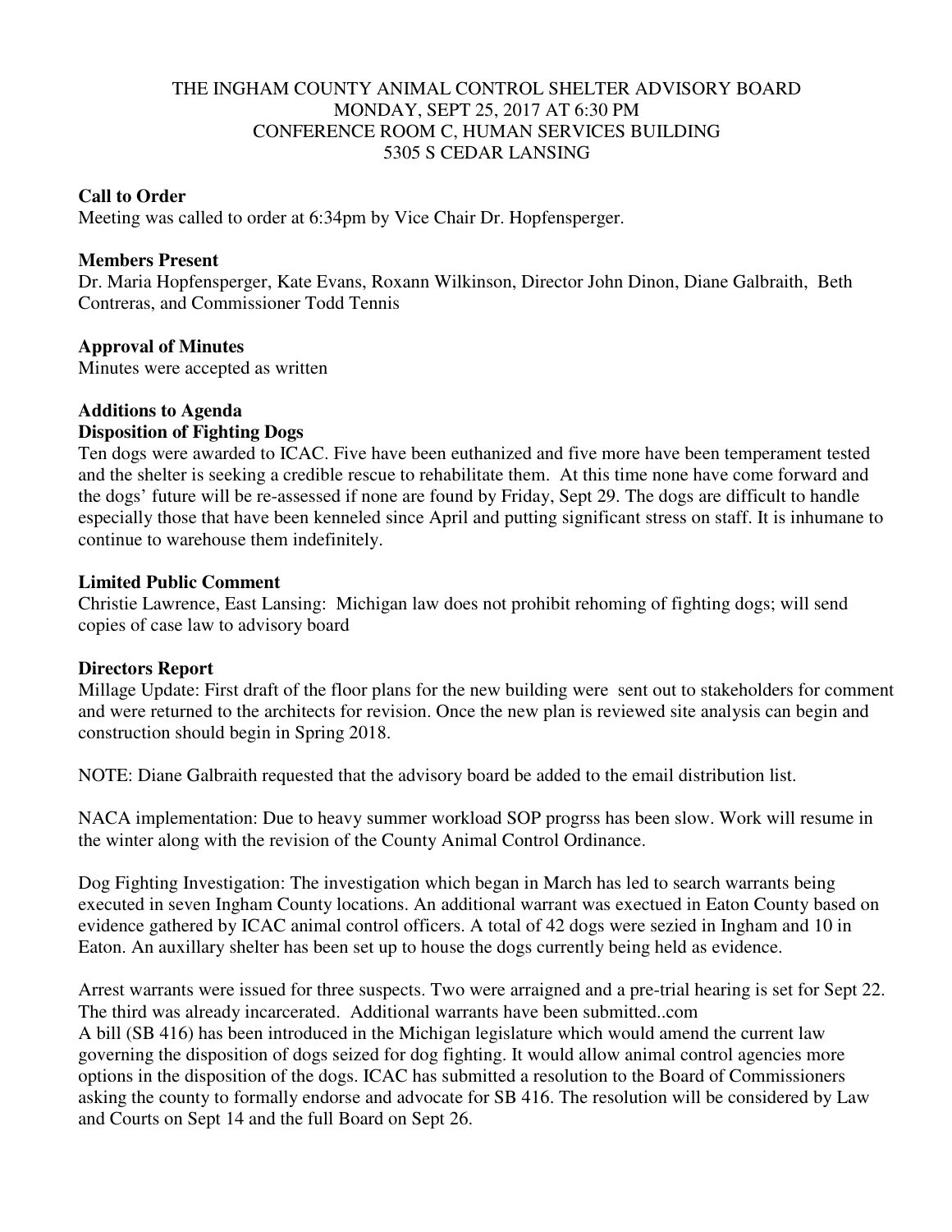THE INGHAM COUNTY ANIMAL CONTROL SHELTER ADVISORY BOARD
MONDAY, SEPT 25, 2017 AT 6:30 PM
CONFERENCE ROOM C, HUMAN SERVICES BUILDING
5305 S CEDAR LANSING

**Call to Order**
Meeting was called to order at 6:34pm by Vice Chair Dr. Hopfensperger.

**Members Present**
Dr. Maria Hopfensperger, Kate Evans, Roxann Wilkinson, Director John Dinon, Diane Galbraith, Beth Contreras, and Commissioner Todd Tennis

**Approval of Minutes**
Minutes were accepted as written

**Additions to Agenda**
**Disposition of Fighting Dogs**
Ten dogs were awarded to ICAC. Five have been euthanized and five more have been temperament tested and the shelter is seeking a credible rescue to rehabilitate them. At this time none have come forward and the dogs' future will be re-assessed if none are found by Friday, Sept 29. The dogs are difficult to handle especially those that have been kenneled since April and putting significant stress on staff. It is inhumane to continue to warehouse them indefinitely.

**Limited Public Comment**
Christie Lawrence, East Lansing: Michigan law does not prohibit rehoming of fighting dogs; will send copies of case law to advisory board

**Directors Report**
Millage Update: First draft of the floor plans for the new building were sent out to stakeholders for comment and were returned to the architects for revision. Once the new plan is reviewed site analysis can begin and construction should begin in Spring 2018.

NOTE: Diane Galbraith requested that the advisory board be added to the email distribution list.

NACA implementation: Due to heavy summer workload SOP progrss has been slow. Work will resume in the winter along with the revision of the County Animal Control Ordinance.

Dog Fighting Investigation: The investigation which began in March has led to search warrants being executed in seven Ingham County locations. An additional warrant was exectued in Eaton County based on evidence gathered by ICAC animal control officers. A total of 42 dogs were sezied in Ingham and 10 in Eaton. An auxillary shelter has been set up to house the dogs currently being held as evidence.

Arrest warrants were issued for three suspects. Two were arraigned and a pre-trial hearing is set for Sept 22. The third was already incarcerated. Additional warrants have been submitted..com
A bill (SB 416) has been introduced in the Michigan legislature which would amend the current law governing the disposition of dogs seized for dog fighting. It would allow animal control agencies more options in the disposition of the dogs. ICAC has submitted a resolution to the Board of Commissioners asking the county to formally endorse and advocate for SB 416. The resolution will be considered by Law and Courts on Sept 14 and the full Board on Sept 26.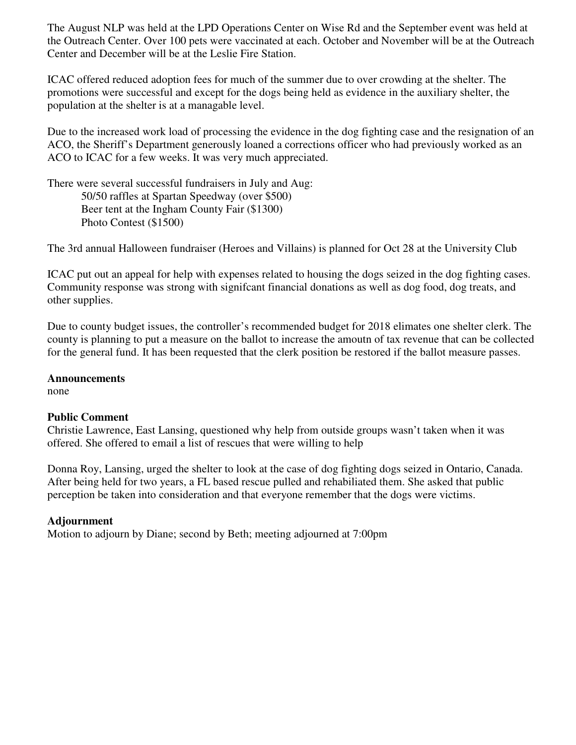The August NLP was held at the LPD Operations Center on Wise Rd and the September event was held at the Outreach Center. Over 100 pets were vaccinated at each. October and November will be at the Outreach Center and December will be at the Leslie Fire Station.

ICAC offered reduced adoption fees for much of the summer due to over crowding at the shelter. The promotions were successful and except for the dogs being held as evidence in the auxiliary shelter, the population at the shelter is at a managable level.

Due to the increased work load of processing the evidence in the dog fighting case and the resignation of an ACO, the Sheriff's Department generously loaned a corrections officer who had previously worked as an ACO to ICAC for a few weeks. It was very much appreciated.

There were several successful fundraisers in July and Aug:

- 50/50 raffles at Spartan Speedway (over $500)
- Beer tent at the Ingham County Fair ($1300)
- Photo Contest ($1500)

The 3rd annual Halloween fundraiser (Heroes and Villains) is planned for Oct 28 at the University Club

ICAC put out an appeal for help with expenses related to housing the dogs seized in the dog fighting cases. Community response was strong with signifcant financial donations as well as dog food, dog treats, and other supplies.

Due to county budget issues, the controller's recommended budget for 2018 elimates one shelter clerk. The county is planning to put a measure on the ballot to increase the amoutn of tax revenue that can be collected for the general fund. It has been requested that the clerk position be restored if the ballot measure passes.

**Announcements**

none

**Public Comment**

Christie Lawrence, East Lansing, questioned why help from outside groups wasn't taken when it was offered. She offered to email a list of rescues that were willing to help

Donna Roy, Lansing, urged the shelter to look at the case of dog fighting dogs seized in Ontario, Canada. After being held for two years, a FL based rescue pulled and rehabiliated them. She asked that public perception be taken into consideration and that everyone remember that the dogs were victims.

**Adjournment**

Motion to adjourn by Diane; second by Beth; meeting adjourned at 7:00pm